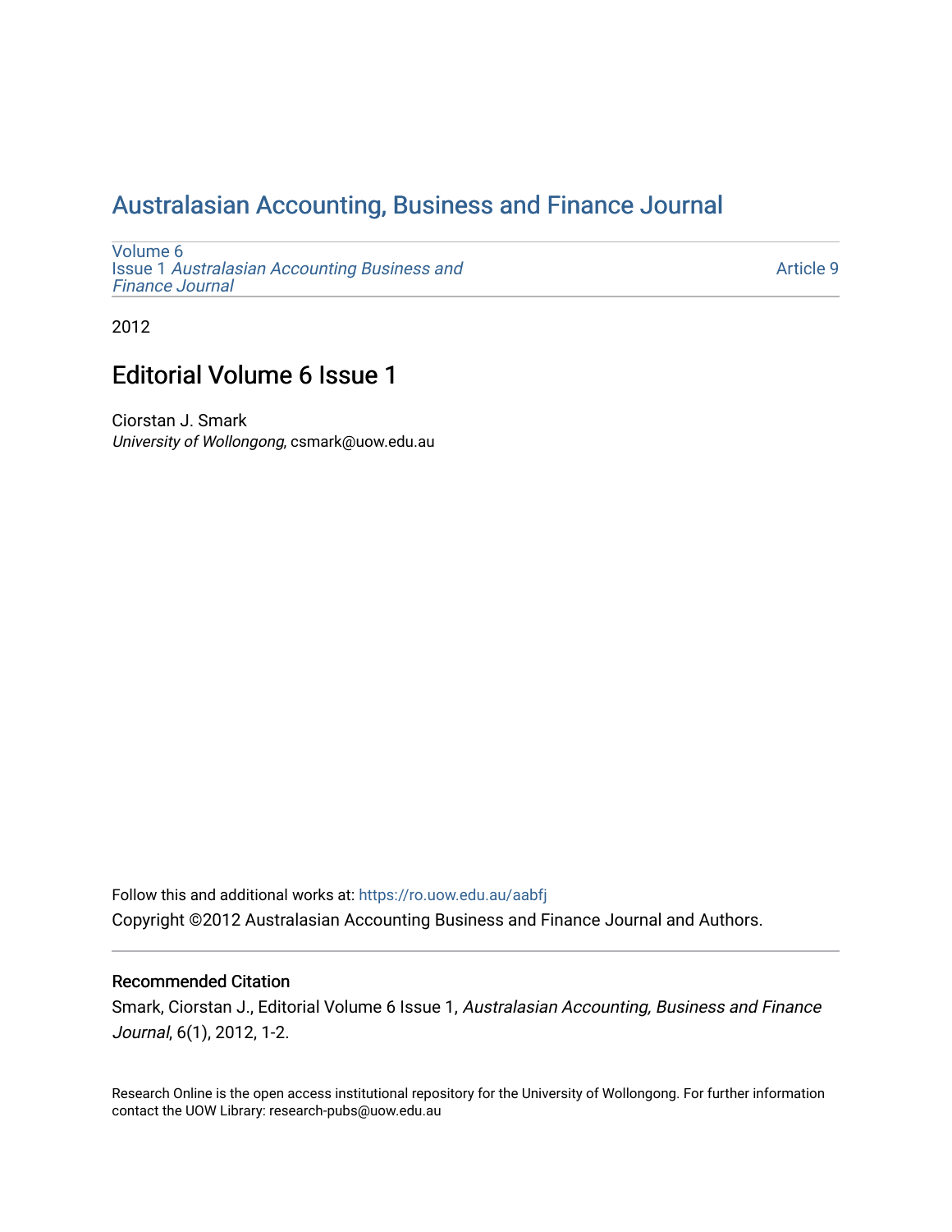# Australasian Accounting, Business and Finance Journal

Volume 6
Issue 1 *Australasian Accounting Business and Finance Journal*

Article 9

2012

## Editorial Volume 6 Issue 1

Ciorstan J. Smark
*University of Wollongong*, csmark@uow.edu.au

Follow this and additional works at: https://ro.uow.edu.au/aabfj

Copyright ©2012 Australasian Accounting Business and Finance Journal and Authors.

### Recommended Citation

Smark, Ciorstan J., Editorial Volume 6 Issue 1, *Australasian Accounting, Business and Finance Journal*, 6(1), 2012, 1-2.

Research Online is the open access institutional repository for the University of Wollongong. For further information contact the UOW Library: research-pubs@uow.edu.au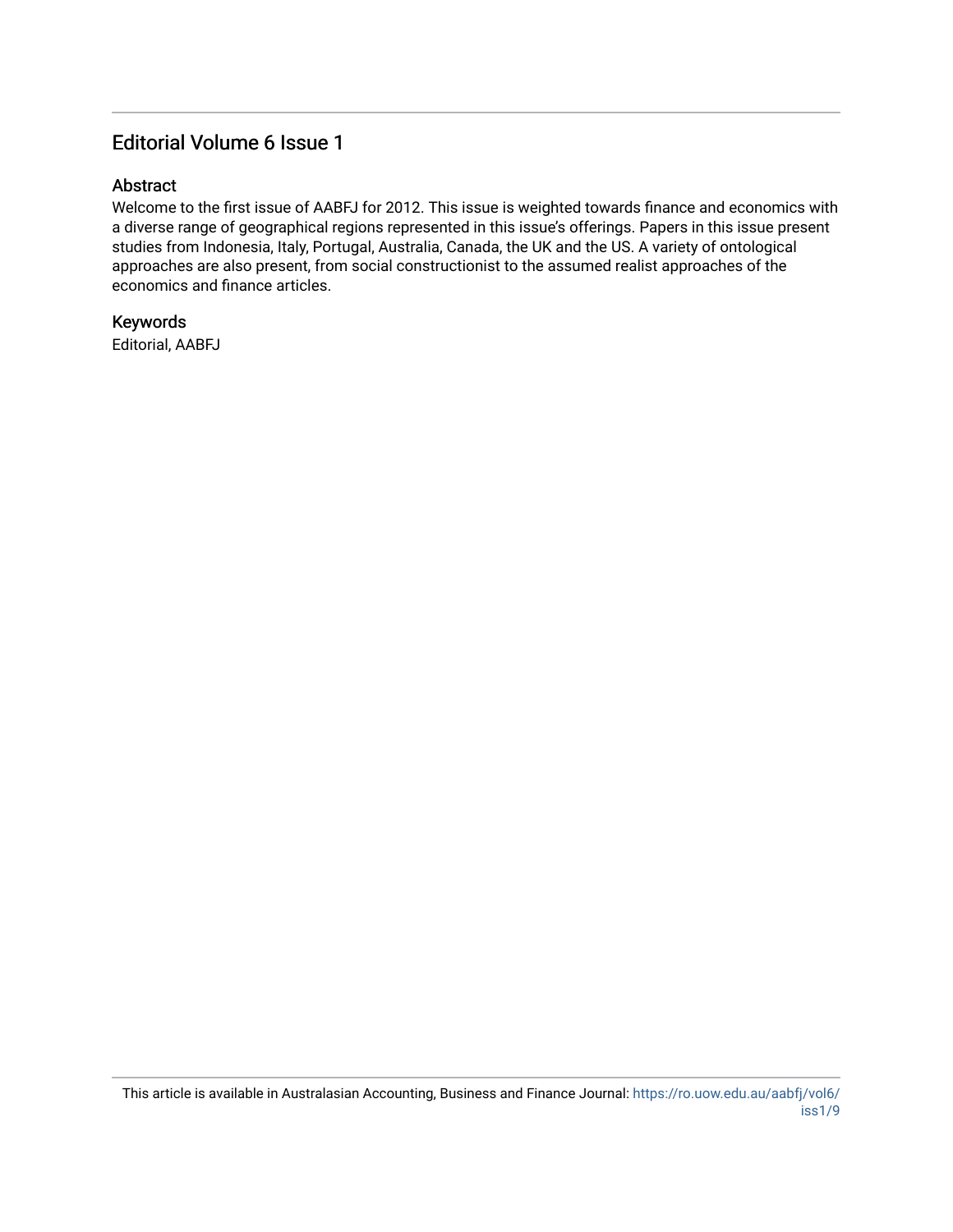## Editorial Volume 6 Issue 1

### Abstract

Welcome to the first issue of AABFJ for 2012. This issue is weighted towards finance and economics with a diverse range of geographical regions represented in this issue's offerings. Papers in this issue present studies from Indonesia, Italy, Portugal, Australia, Canada, the UK and the US. A variety of ontological approaches are also present, from social constructionist to the assumed realist approaches of the economics and finance articles.

### Keywords

Editorial, AABFJ

This article is available in Australasian Accounting, Business and Finance Journal: https://ro.uow.edu.au/aabfj/vol6/iss1/9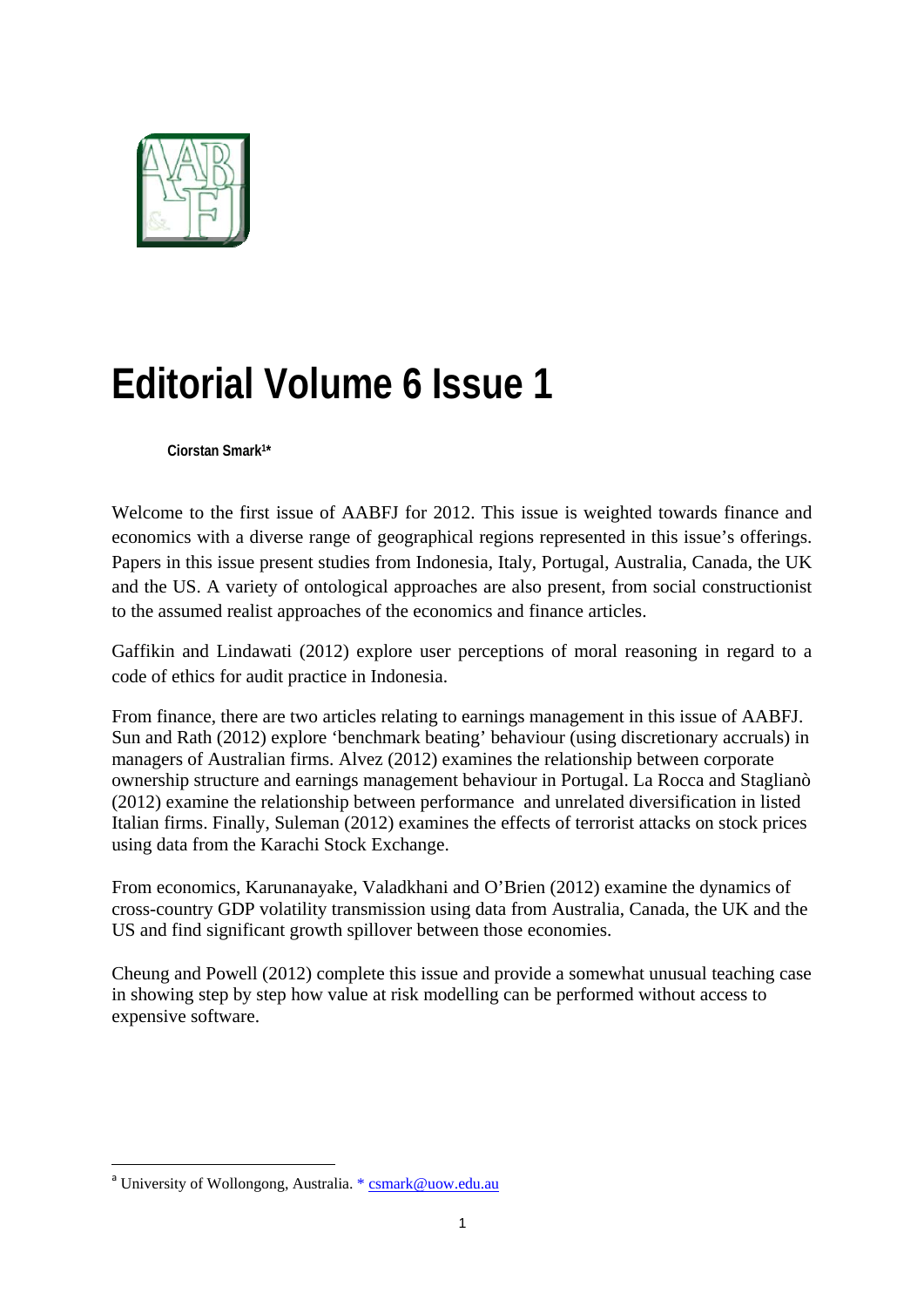# Editorial Volume 6 Issue 1

**Ciorstan Smark[a]***

Welcome to the first issue of AABFJ for 2012. This issue is weighted towards finance and economics with a diverse range of geographical regions represented in this issue's offerings. Papers in this issue present studies from Indonesia, Italy, Portugal, Australia, Canada, the UK and the US. A variety of ontological approaches are also present, from social constructionist to the assumed realist approaches of the economics and finance articles.

Gaffikin and Lindawati (2012) explore user perceptions of moral reasoning in regard to a code of ethics for audit practice in Indonesia.

From finance, there are two articles relating to earnings management in this issue of AABFJ. Sun and Rath (2012) explore 'benchmark beating' behaviour (using discretionary accruals) in managers of Australian firms. Alvez (2012) examines the relationship between corporate ownership structure and earnings management behaviour in Portugal. La Rocca and Staglianò (2012) examine the relationship between performance and unrelated diversification in listed Italian firms. Finally, Suleman (2012) examines the effects of terrorist attacks on stock prices using data from the Karachi Stock Exchange.

From economics, Karunanayake, Valadkhani and O'Brien (2012) examine the dynamics of cross-country GDP volatility transmission using data from Australia, Canada, the UK and the US and find significant growth spillover between those economies.

Cheung and Powell (2012) complete this issue and provide a somewhat unusual teaching case in showing step by step how value at risk modelling can be performed without access to expensive software.

---

[a] University of Wollongong, Australia. * csmark@uow.edu.au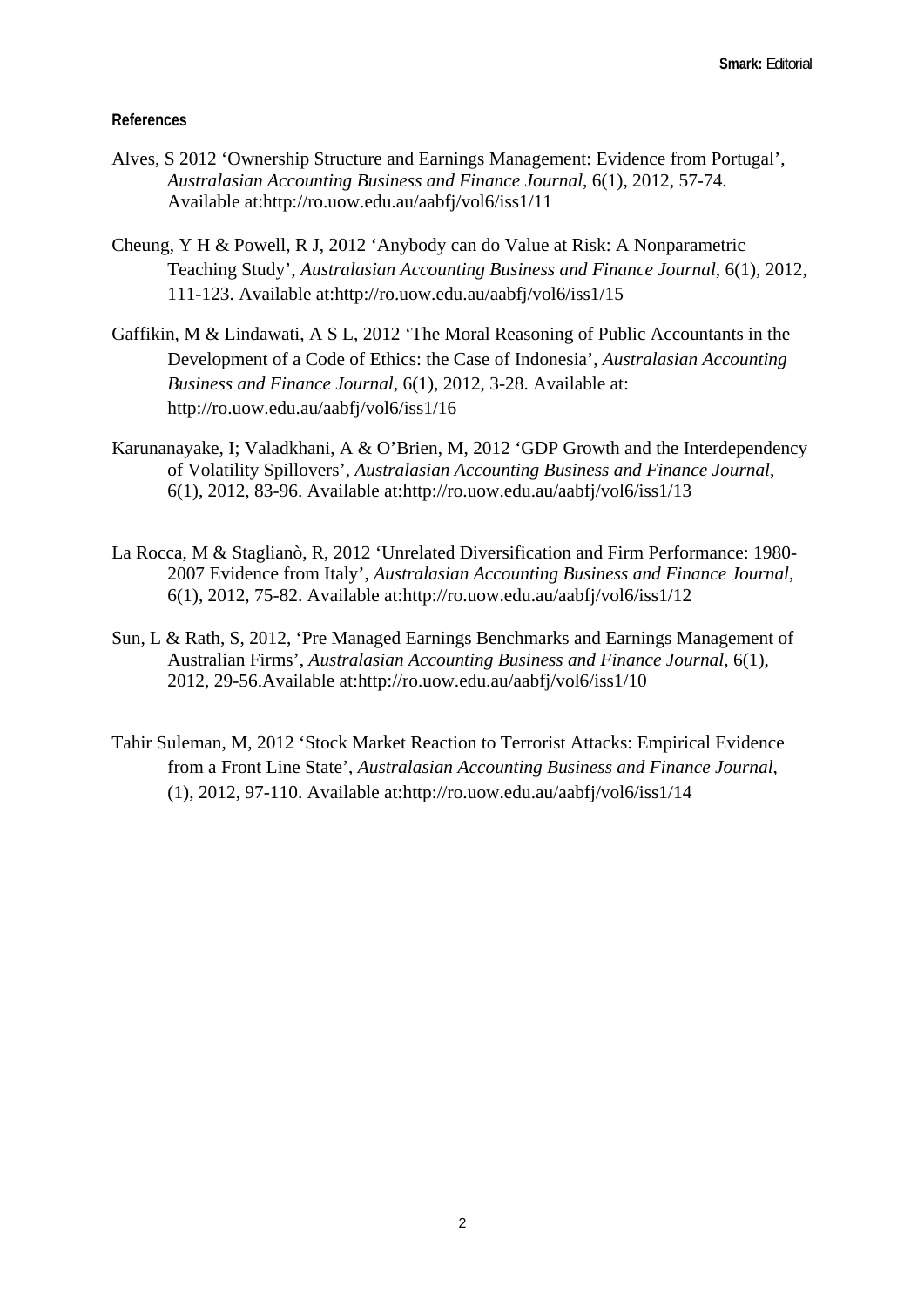**References**

Alves, S 2012 ‘Ownership Structure and Earnings Management: Evidence from Portugal’, *Australasian Accounting Business and Finance Journal*, 6(1), 2012, 57-74. Available at:http://ro.uow.edu.au/aabfj/vol6/iss1/11

Cheung, Y H & Powell, R J, 2012 ‘Anybody can do Value at Risk: A Nonparametric Teaching Study’, *Australasian Accounting Business and Finance Journal*, 6(1), 2012, 111-123. Available at:http://ro.uow.edu.au/aabfj/vol6/iss1/15

Gaffikin, M & Lindawati, A S L, 2012 ‘The Moral Reasoning of Public Accountants in the Development of a Code of Ethics: the Case of Indonesia’, *Australasian Accounting Business and Finance Journal*, 6(1), 2012, 3-28. Available at: http://ro.uow.edu.au/aabfj/vol6/iss1/16

Karunanayake, I; Valadkhani, A & O’Brien, M, 2012 ‘GDP Growth and the Interdependency of Volatility Spillovers’, *Australasian Accounting Business and Finance Journal*, 6(1), 2012, 83-96. Available at:http://ro.uow.edu.au/aabfj/vol6/iss1/13

La Rocca, M & Staglianò, R, 2012 ‘Unrelated Diversification and Firm Performance: 1980-2007 Evidence from Italy’, *Australasian Accounting Business and Finance Journal*, 6(1), 2012, 75-82. Available at:http://ro.uow.edu.au/aabfj/vol6/iss1/12

Sun, L & Rath, S, 2012, ‘Pre Managed Earnings Benchmarks and Earnings Management of Australian Firms’, *Australasian Accounting Business and Finance Journal*, 6(1), 2012, 29-56.Available at:http://ro.uow.edu.au/aabfj/vol6/iss1/10

Tahir Suleman, M, 2012 ‘Stock Market Reaction to Terrorist Attacks: Empirical Evidence from a Front Line State’, *Australasian Accounting Business and Finance Journal*, (1), 2012, 97-110. Available at:http://ro.uow.edu.au/aabfj/vol6/iss1/14